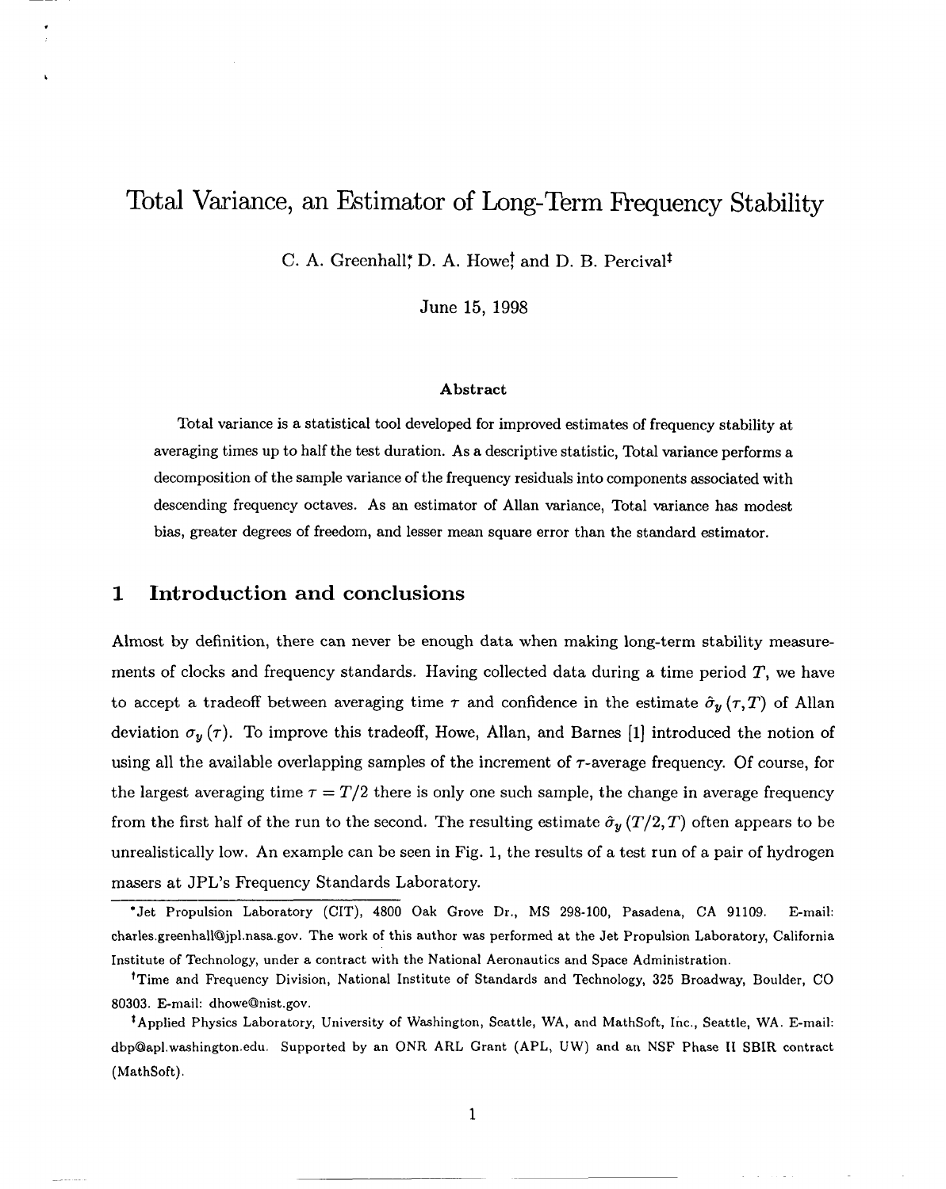# Total Variance, an Estimator of Long-Term Frequency Stability

C. A. Greenhall[*], D. A. Howe[†] and D. B. Percival[‡]

June 15, 1998

### Abstract

Total variance is a statistical tool developed for improved estimates of frequency stability at averaging times up to half the test duration. As a descriptive statistic, Total variance performs a decomposition of the sample variance of the frequency residuals into components associated with descending frequency octaves. As an estimator of Allan variance, Total variance has modest bias, greater degrees of freedom, and lesser mean square error than the standard estimator.

## 1 Introduction and conclusions

Almost by definition, there can never be enough data when making long-term stability measurements of clocks and frequency standards. Having collected data during a time period $T$, we have to accept a tradeoff between averaging time $\tau$ and confidence in the estimate $\hat{\sigma}_y(\tau, T)$ of Allan deviation $\sigma_y(\tau)$. To improve this tradeoff, Howe, Allan, and Barnes [1] introduced the notion of using all the available overlapping samples of the increment of $\tau$-average frequency. Of course, for the largest averaging time $\tau = T/2$ there is only one such sample, the change in average frequency from the first half of the run to the second. The resulting estimate $\hat{\sigma}_y(T/2, T)$ often appears to be unrealistically low. An example can be seen in Fig. 1, the results of a test run of a pair of hydrogen masers at JPL's Frequency Standards Laboratory.

[*] Jet Propulsion Laboratory (CIT), 4800 Oak Grove Dr., MS 298-100, Pasadena, CA 91109. E-mail: charles.greenhall@jpl.nasa.gov. The work of this author was performed at the Jet Propulsion Laboratory, California Institute of Technology, under a contract with the National Aeronautics and Space Administration.

[†] Time and Frequency Division, National Institute of Standards and Technology, 325 Broadway, Boulder, CO 80303. E-mail: dhowe@nist.gov.

[‡] Applied Physics Laboratory, University of Washington, Seattle, WA, and MathSoft, Inc., Seattle, WA. E-mail: dbp@apl.washington.edu. Supported by an ONR ARL Grant (APL, UW) and an NSF Phase II SBIR contract (MathSoft).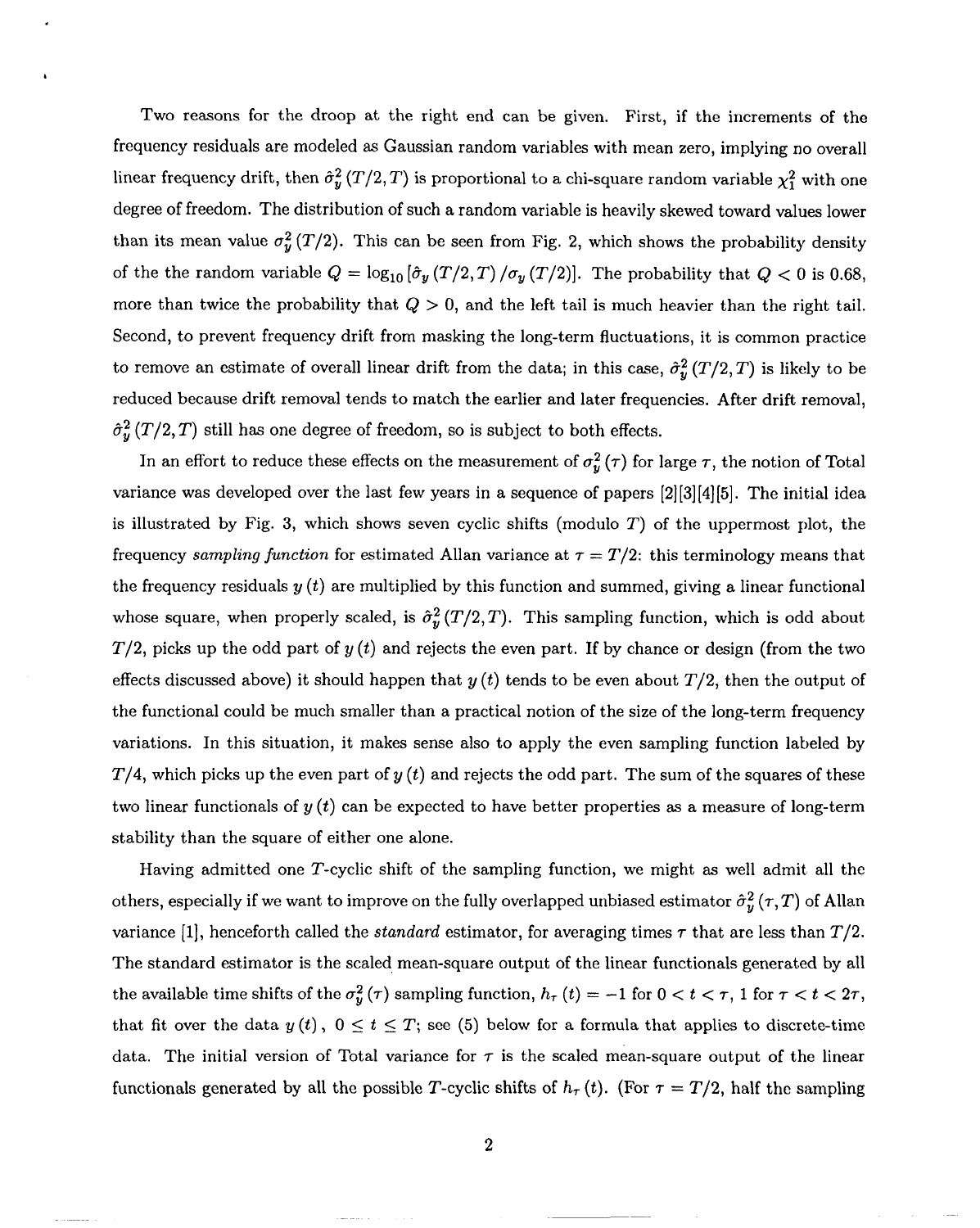Two reasons for the droop at the right end can be given. First, if the increments of the frequency residuals are modeled as Gaussian random variables with mean zero, implying no overall linear frequency drift, then $\hat{\sigma}_y^2(T/2, T)$ is proportional to a chi-square random variable $\chi_1^2$ with one degree of freedom. The distribution of such a random variable is heavily skewed toward values lower than its mean value $\sigma_y^2(T/2)$. This can be seen from Fig. 2, which shows the probability density of the the random variable $Q = \log_{10}[\hat{\sigma}_y(T/2, T)/\sigma_y(T/2)]$. The probability that $Q < 0$ is 0.68, more than twice the probability that $Q > 0$, and the left tail is much heavier than the right tail. Second, to prevent frequency drift from masking the long-term fluctuations, it is common practice to remove an estimate of overall linear drift from the data; in this case, $\hat{\sigma}_y^2(T/2, T)$ is likely to be reduced because drift removal tends to match the earlier and later frequencies. After drift removal, $\hat{\sigma}_y^2(T/2, T)$ still has one degree of freedom, so is subject to both effects.

In an effort to reduce these effects on the measurement of $\sigma_y^2(\tau)$ for large $\tau$, the notion of Total variance was developed over the last few years in a sequence of papers [2][3][4][5]. The initial idea is illustrated by Fig. 3, which shows seven cyclic shifts (modulo $T$) of the uppermost plot, the frequency *sampling function* for estimated Allan variance at $\tau = T/2$: this terminology means that the frequency residuals $y(t)$ are multiplied by this function and summed, giving a linear functional whose square, when properly scaled, is $\hat{\sigma}_y^2(T/2, T)$. This sampling function, which is odd about $T/2$, picks up the odd part of $y(t)$ and rejects the even part. If by chance or design (from the two effects discussed above) it should happen that $y(t)$ tends to be even about $T/2$, then the output of the functional could be much smaller than a practical notion of the size of the long-term frequency variations. In this situation, it makes sense also to apply the even sampling function labeled by $T/4$, which picks up the even part of $y(t)$ and rejects the odd part. The sum of the squares of these two linear functionals of $y(t)$ can be expected to have better properties as a measure of long-term stability than the square of either one alone.

Having admitted one $T$-cyclic shift of the sampling function, we might as well admit all the others, especially if we want to improve on the fully overlapped unbiased estimator $\hat{\sigma}_y^2(\tau, T)$ of Allan variance [1], henceforth called the *standard* estimator, for averaging times $\tau$ that are less than $T/2$. The standard estimator is the scaled mean-square output of the linear functionals generated by all the available time shifts of the $\sigma_y^2(\tau)$ sampling function, $h_\tau(t) = -1$ for $0 < t < \tau$, $1$ for $\tau < t < 2\tau$, that fit over the data $y(t)$, $0 \le t \le T$; see (5) below for a formula that applies to discrete-time data. The initial version of Total variance for $\tau$ is the scaled mean-square output of the linear functionals generated by all the possible $T$-cyclic shifts of $h_\tau(t)$. (For $\tau = T/2$, half the sampling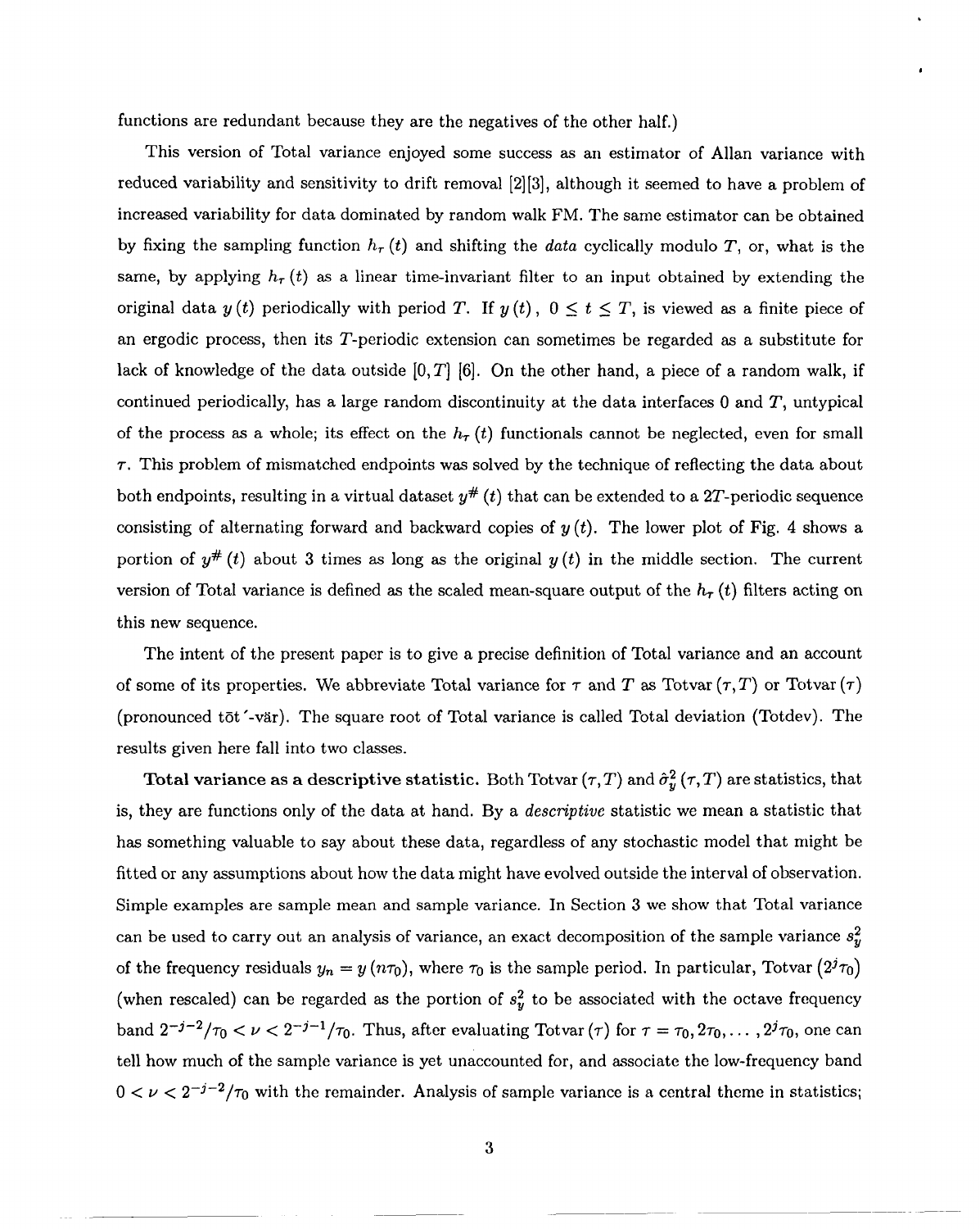functions are redundant because they are the negatives of the other half.)

This version of Total variance enjoyed some success as an estimator of Allan variance with reduced variability and sensitivity to drift removal [2][3], although it seemed to have a problem of increased variability for data dominated by random walk FM. The same estimator can be obtained by fixing the sampling function $h_\tau(t)$ and shifting the *data* cyclically modulo $T$, or, what is the same, by applying $h_\tau(t)$ as a linear time-invariant filter to an input obtained by extending the original data $y(t)$ periodically with period $T$. If $y(t)$, $0 \le t \le T$, is viewed as a finite piece of an ergodic process, then its $T$-periodic extension can sometimes be regarded as a substitute for lack of knowledge of the data outside $[0, T]$ [6]. On the other hand, a piece of a random walk, if continued periodically, has a large random discontinuity at the data interfaces 0 and $T$, untypical of the process as a whole; its effect on the $h_\tau(t)$ functionals cannot be neglected, even for small $\tau$. This problem of mismatched endpoints was solved by the technique of reflecting the data about both endpoints, resulting in a virtual dataset $y^{\#}(t)$ that can be extended to a $2T$-periodic sequence consisting of alternating forward and backward copies of $y(t)$. The lower plot of Fig. 4 shows a portion of $y^{\#}(t)$ about 3 times as long as the original $y(t)$ in the middle section. The current version of Total variance is defined as the scaled mean-square output of the $h_\tau(t)$ filters acting on this new sequence.

The intent of the present paper is to give a precise definition of Total variance and an account of some of its properties. We abbreviate Total variance for $\tau$ and $T$ as Totvar $(\tau, T)$ or Totvar $(\tau)$ (pronounced tōt′-vär). The square root of Total variance is called Total deviation (Totdev). The results given here fall into two classes.

**Total variance as a descriptive statistic.** Both Totvar $(\tau, T)$ and $\hat{\sigma}_y^2(\tau, T)$ are statistics, that is, they are functions only of the data at hand. By a *descriptive* statistic we mean a statistic that has something valuable to say about these data, regardless of any stochastic model that might be fitted or any assumptions about how the data might have evolved outside the interval of observation. Simple examples are sample mean and sample variance. In Section 3 we show that Total variance can be used to carry out an analysis of variance, an exact decomposition of the sample variance $s_y^2$ of the frequency residuals $y_n = y(n\tau_0)$, where $\tau_0$ is the sample period. In particular, Totvar $(2^j\tau_0)$ (when rescaled) can be regarded as the portion of $s_y^2$ to be associated with the octave frequency band $2^{-j-2}/\tau_0 < \nu < 2^{-j-1}/\tau_0$. Thus, after evaluating Totvar $(\tau)$ for $\tau = \tau_0, 2\tau_0, \ldots, 2^j\tau_0$, one can tell how much of the sample variance is yet unaccounted for, and associate the low-frequency band $0 < \nu < 2^{-j-2}/\tau_0$ with the remainder. Analysis of sample variance is a central theme in statistics;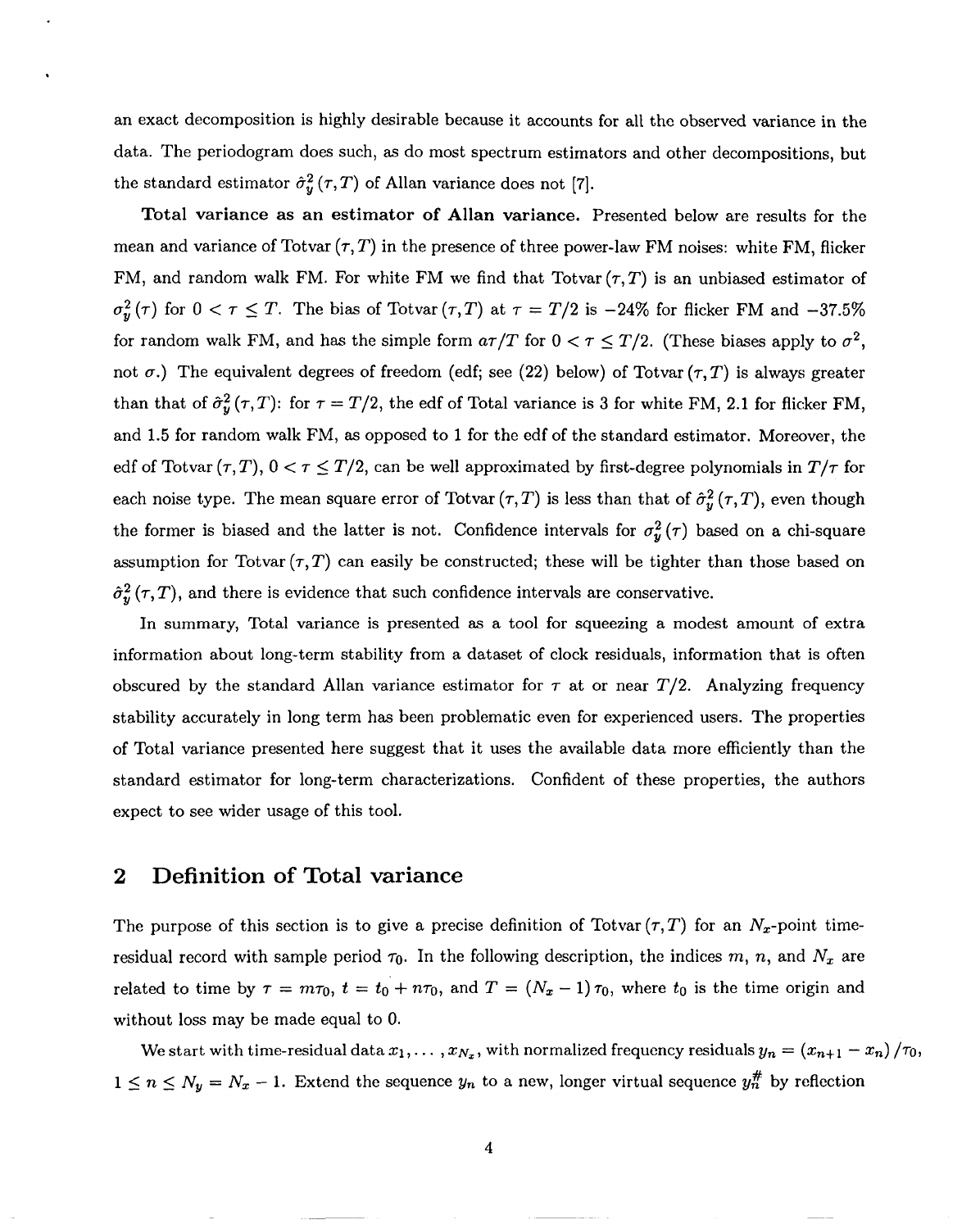an exact decomposition is highly desirable because it accounts for all the observed variance in the data. The periodogram does such, as do most spectrum estimators and other decompositions, but the standard estimator $\hat{\sigma}_y^2(\tau, T)$ of Allan variance does not [7].

**Total variance as an estimator of Allan variance.** Presented below are results for the mean and variance of Totvar $(\tau, T)$ in the presence of three power-law FM noises: white FM, flicker FM, and random walk FM. For white FM we find that Totvar $(\tau, T)$ is an unbiased estimator of $\sigma_y^2(\tau)$ for $0 < \tau \leq T$. The bias of Totvar $(\tau, T)$ at $\tau = T/2$ is $-24\%$ for flicker FM and $-37.5\%$ for random walk FM, and has the simple form $a\tau/T$ for $0 < \tau \leq T/2$. (These biases apply to $\sigma^2$, not $\sigma$.) The equivalent degrees of freedom (edf; see (22) below) of Totvar $(\tau, T)$ is always greater than that of $\hat{\sigma}_y^2(\tau, T)$: for $\tau = T/2$, the edf of Total variance is 3 for white FM, 2.1 for flicker FM, and 1.5 for random walk FM, as opposed to 1 for the edf of the standard estimator. Moreover, the edf of Totvar $(\tau, T)$, $0 < \tau \leq T/2$, can be well approximated by first-degree polynomials in $T/\tau$ for each noise type. The mean square error of Totvar $(\tau, T)$ is less than that of $\hat{\sigma}_y^2(\tau, T)$, even though the former is biased and the latter is not. Confidence intervals for $\sigma_y^2(\tau)$ based on a chi-square assumption for Totvar $(\tau, T)$ can easily be constructed; these will be tighter than those based on $\hat{\sigma}_y^2(\tau, T)$, and there is evidence that such confidence intervals are conservative.

In summary, Total variance is presented as a tool for squeezing a modest amount of extra information about long-term stability from a dataset of clock residuals, information that is often obscured by the standard Allan variance estimator for $\tau$ at or near $T/2$. Analyzing frequency stability accurately in long term has been problematic even for experienced users. The properties of Total variance presented here suggest that it uses the available data more efficiently than the standard estimator for long-term characterizations. Confident of these properties, the authors expect to see wider usage of this tool.

## 2 Definition of Total variance

The purpose of this section is to give a precise definition of Totvar $(\tau, T)$ for an $N_x$-point time-residual record with sample period $\tau_0$. In the following description, the indices $m$, $n$, and $N_x$ are related to time by $\tau = m\tau_0$, $t = t_0 + n\tau_0$, and $T = (N_x - 1)\tau_0$, where $t_0$ is the time origin and without loss may be made equal to 0.

We start with time-residual data $x_1, \ldots, x_{N_x}$, with normalized frequency residuals $y_n = (x_{n+1} - x_n)/\tau_0$, $1 \leq n \leq N_y = N_x - 1$. Extend the sequence $y_n$ to a new, longer virtual sequence $y_n^{\#}$ by reflection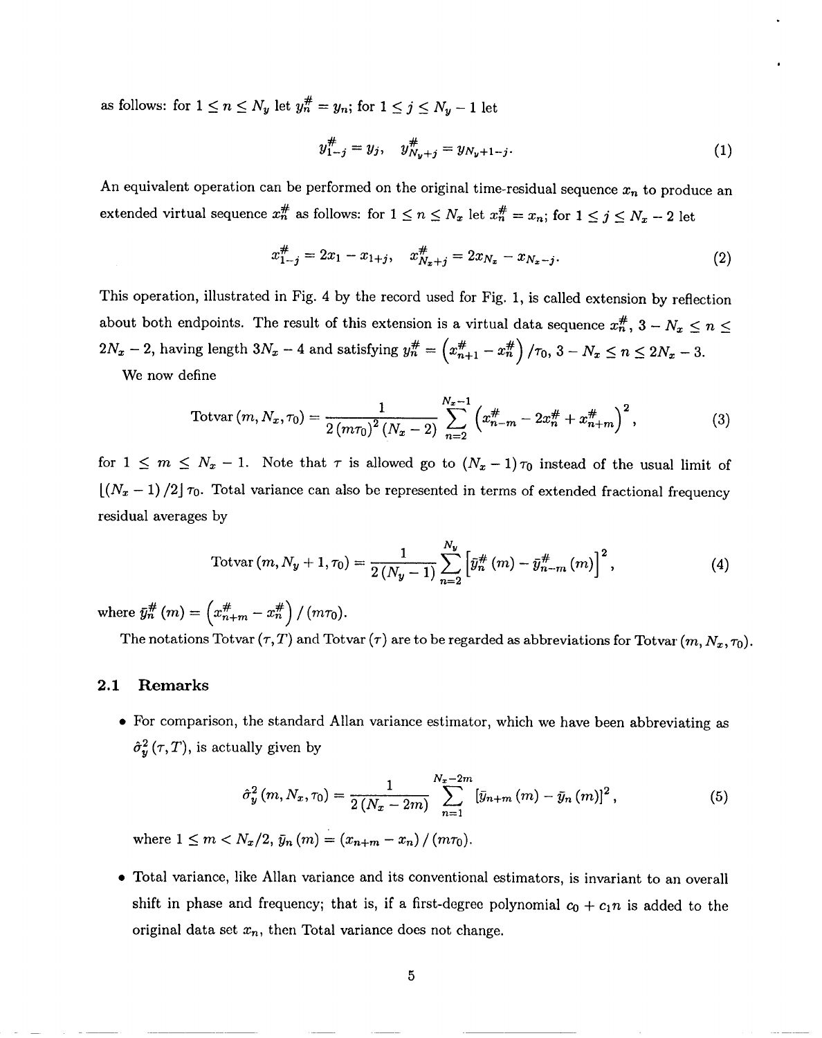as follows: for $1 \leq n \leq N_y$ let $y_n^\# = y_n$; for $1 \leq j \leq N_y - 1$ let

$$y_{1-j}^\# = y_j, \quad y_{N_y+j}^\# = y_{N_y+1-j}. \tag{1}$$

An equivalent operation can be performed on the original time-residual sequence $x_n$ to produce an extended virtual sequence $x_n^\#$ as follows: for $1 \leq n \leq N_x$ let $x_n^\# = x_n$; for $1 \leq j \leq N_x - 2$ let

$$x_{1-j}^\# = 2x_1 - x_{1+j}, \quad x_{N_x+j}^\# = 2x_{N_x} - x_{N_x-j}. \tag{2}$$

This operation, illustrated in Fig. 4 by the record used for Fig. 1, is called extension by reflection about both endpoints. The result of this extension is a virtual data sequence $x_n^\#$, $3 - N_x \leq n \leq 2N_x - 2$, having length $3N_x - 4$ and satisfying $y_n^\# = \left(x_{n+1}^\# - x_n^\#\right)/\tau_0$, $3 - N_x \leq n \leq 2N_x - 3$.

We now define

$$\text{Totvar}\left(m, N_x, \tau_0\right) = \frac{1}{2\left(m\tau_0\right)^2\left(N_x - 2\right)} \sum_{n=2}^{N_x-1} \left(x_{n-m}^\# - 2x_n^\# + x_{n+m}^\#\right)^2, \tag{3}$$

for $1 \leq m \leq N_x - 1$. Note that $\tau$ is allowed go to $(N_x - 1)\tau_0$ instead of the usual limit of $\lfloor (N_x - 1)/2 \rfloor \tau_0$. Total variance can also be represented in terms of extended fractional frequency residual averages by

$$\text{Totvar}\left(m, N_y + 1, \tau_0\right) = \frac{1}{2\left(N_y - 1\right)} \sum_{n=2}^{N_y} \left[\bar{y}_n^\#(m) - \bar{y}_{n-m}^\#(m)\right]^2, \tag{4}$$

where $\bar{y}_n^\#(m) = \left(x_{n+m}^\# - x_n^\#\right)/(m\tau_0)$.

The notations Totvar $(\tau, T)$ and Totvar $(\tau)$ are to be regarded as abbreviations for Totvar $(m, N_x, \tau_0)$.

## 2.1 Remarks

- For comparison, the standard Allan variance estimator, which we have been abbreviating as $\hat{\sigma}_y^2(\tau, T)$, is actually given by

$$\hat{\sigma}_y^2\left(m, N_x, \tau_0\right) = \frac{1}{2\left(N_x - 2m\right)} \sum_{n=1}^{N_x-2m} \left[\bar{y}_{n+m}(m) - \bar{y}_n(m)\right]^2, \tag{5}$$

  where $1 \leq m < N_x/2$, $\bar{y}_n(m) = \left(x_{n+m} - x_n\right)/(m\tau_0)$.

- Total variance, like Allan variance and its conventional estimators, is invariant to an overall shift in phase and frequency; that is, if a first-degree polynomial $c_0 + c_1 n$ is added to the original data set $x_n$, then Total variance does not change.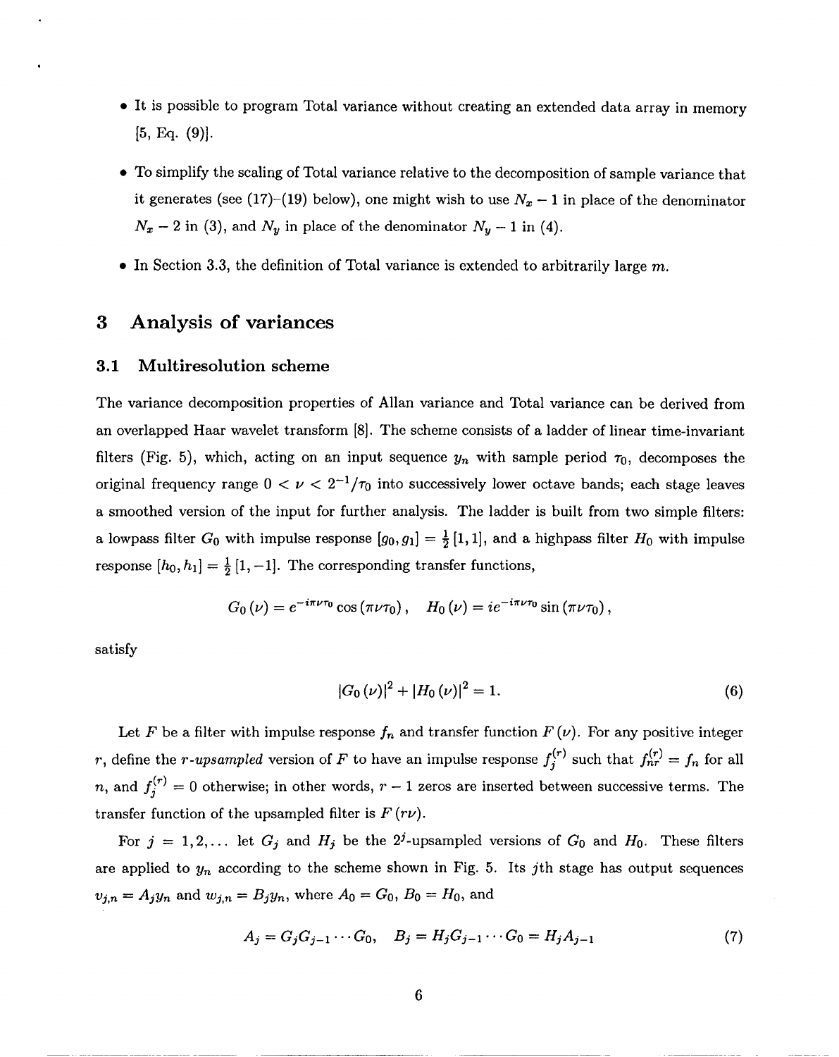- It is possible to program Total variance without creating an extended data array in memory [5, Eq. (9)].
- To simplify the scaling of Total variance relative to the decomposition of sample variance that it generates (see (17)–(19) below), one might wish to use $N_x - 1$ in place of the denominator $N_x - 2$ in (3), and $N_y$ in place of the denominator $N_y - 1$ in (4).
- In Section 3.3, the definition of Total variance is extended to arbitrarily large $m$.

# 3 Analysis of variances

## 3.1 Multiresolution scheme

The variance decomposition properties of Allan variance and Total variance can be derived from an overlapped Haar wavelet transform [8]. The scheme consists of a ladder of linear time-invariant filters (Fig. 5), which, acting on an input sequence $y_n$ with sample period $\tau_0$, decomposes the original frequency range $0 < \nu < 2^{-1}/\tau_0$ into successively lower octave bands; each stage leaves a smoothed version of the input for further analysis. The ladder is built from two simple filters: a lowpass filter $G_0$ with impulse response $[g_0, g_1] = \frac{1}{2}[1, 1]$, and a highpass filter $H_0$ with impulse response $[h_0, h_1] = \frac{1}{2}[1, -1]$. The corresponding transfer functions,

$$G_0(\nu) = e^{-i\pi\nu\tau_0}\cos(\pi\nu\tau_0), \quad H_0(\nu) = ie^{-i\pi\nu\tau_0}\sin(\pi\nu\tau_0),$$

satisfy

$$|G_0(\nu)|^2 + |H_0(\nu)|^2 = 1. \tag{6}$$

Let $F$ be a filter with impulse response $f_n$ and transfer function $F(\nu)$. For any positive integer $r$, define the *r-upsampled* version of $F$ to have an impulse response $f_j^{(r)}$ such that $f_{nr}^{(r)} = f_n$ for all $n$, and $f_j^{(r)} = 0$ otherwise; in other words, $r - 1$ zeros are inserted between successive terms. The transfer function of the upsampled filter is $F(r\nu)$.

For $j = 1, 2, \ldots$ let $G_j$ and $H_j$ be the $2^j$-upsampled versions of $G_0$ and $H_0$. These filters are applied to $y_n$ according to the scheme shown in Fig. 5. Its $j$th stage has output sequences $v_{j,n} = A_j y_n$ and $w_{j,n} = B_j y_n$, where $A_0 = G_0$, $B_0 = H_0$, and

$$A_j = G_j G_{j-1} \cdots G_0, \quad B_j = H_j G_{j-1} \cdots G_0 = H_j A_{j-1} \tag{7}$$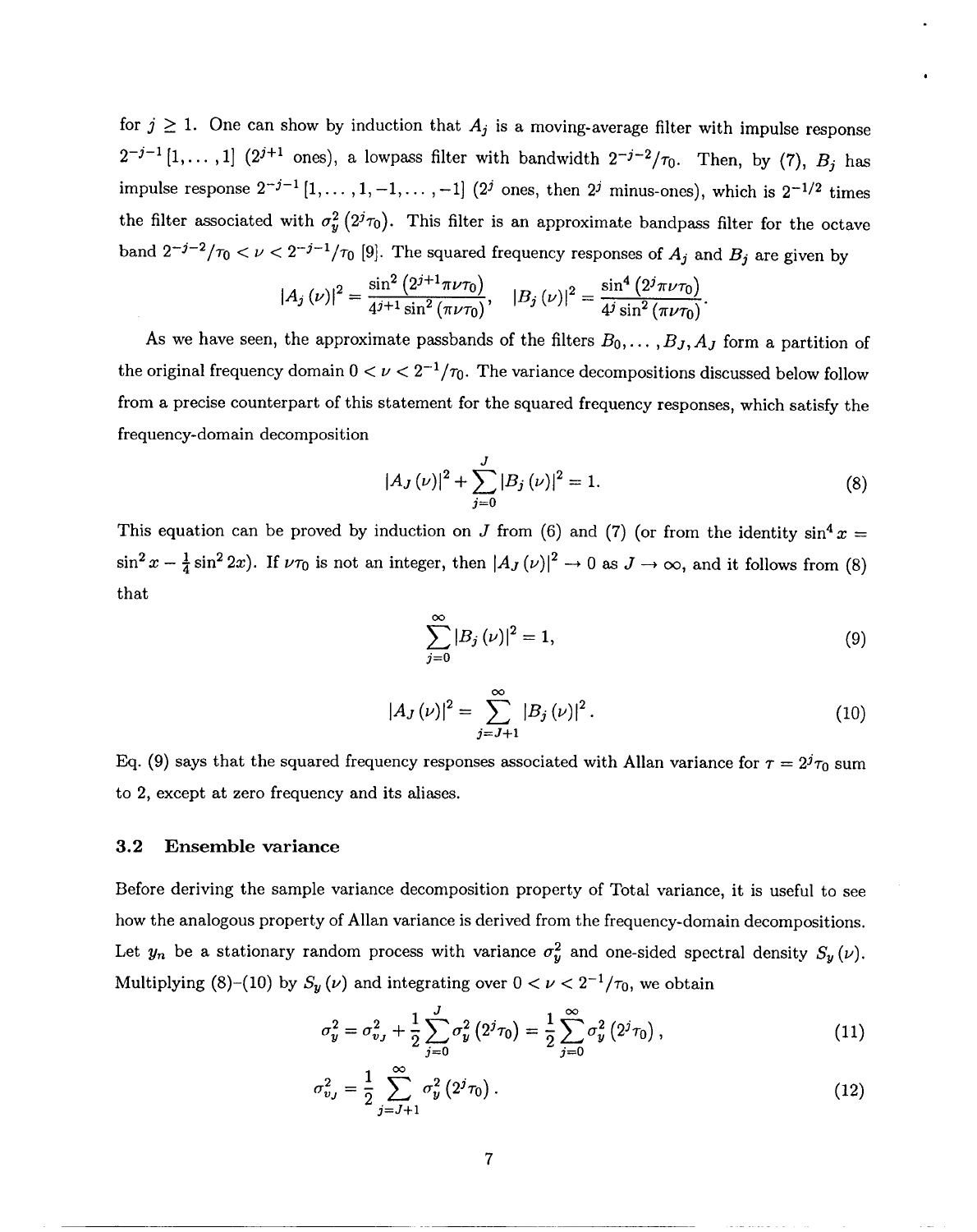for $j \geq 1$. One can show by induction that $A_j$ is a moving-average filter with impulse response $2^{-j-1}[1,\ldots,1]$ ($2^{j+1}$ ones), a lowpass filter with bandwidth $2^{-j-2}/\tau_0$. Then, by (7), $B_j$ has impulse response $2^{-j-1}[1,\ldots,1,-1,\ldots,-1]$ ($2^j$ ones, then $2^j$ minus-ones), which is $2^{-1/2}$ times the filter associated with $\sigma_y^2(2^j\tau_0)$. This filter is an approximate bandpass filter for the octave band $2^{-j-2}/\tau_0 < \nu < 2^{-j-1}/\tau_0$ [9]. The squared frequency responses of $A_j$ and $B_j$ are given by

$$|A_j(\nu)|^2 = \frac{\sin^2(2^{j+1}\pi\nu\tau_0)}{4^{j+1}\sin^2(\pi\nu\tau_0)}, \quad |B_j(\nu)|^2 = \frac{\sin^4(2^j\pi\nu\tau_0)}{4^j\sin^2(\pi\nu\tau_0)}.$$

As we have seen, the approximate passbands of the filters $B_0,\ldots,B_J,A_J$ form a partition of the original frequency domain $0 < \nu < 2^{-1}/\tau_0$. The variance decompositions discussed below follow from a precise counterpart of this statement for the squared frequency responses, which satisfy the frequency-domain decomposition

$$|A_J(\nu)|^2 + \sum_{j=0}^{J}|B_j(\nu)|^2 = 1. \tag{8}$$

This equation can be proved by induction on $J$ from (6) and (7) (or from the identity $\sin^4 x = \sin^2 x - \frac{1}{4}\sin^2 2x$). If $\nu\tau_0$ is not an integer, then $|A_J(\nu)|^2 \to 0$ as $J \to \infty$, and it follows from (8) that

$$\sum_{j=0}^{\infty}|B_j(\nu)|^2 = 1, \tag{9}$$

$$|A_J(\nu)|^2 = \sum_{j=J+1}^{\infty}|B_j(\nu)|^2. \tag{10}$$

Eq. (9) says that the squared frequency responses associated with Allan variance for $\tau = 2^j\tau_0$ sum to 2, except at zero frequency and its aliases.

### 3.2 Ensemble variance

Before deriving the sample variance decomposition property of Total variance, it is useful to see how the analogous property of Allan variance is derived from the frequency-domain decompositions. Let $y_n$ be a stationary random process with variance $\sigma_y^2$ and one-sided spectral density $S_y(\nu)$. Multiplying (8)–(10) by $S_y(\nu)$ and integrating over $0 < \nu < 2^{-1}/\tau_0$, we obtain

$$\sigma_y^2 = \sigma_{v_J}^2 + \frac{1}{2}\sum_{j=0}^{J}\sigma_y^2(2^j\tau_0) = \frac{1}{2}\sum_{j=0}^{\infty}\sigma_y^2(2^j\tau_0), \tag{11}$$

$$\sigma_{v_J}^2 = \frac{1}{2}\sum_{j=J+1}^{\infty}\sigma_y^2(2^j\tau_0). \tag{12}$$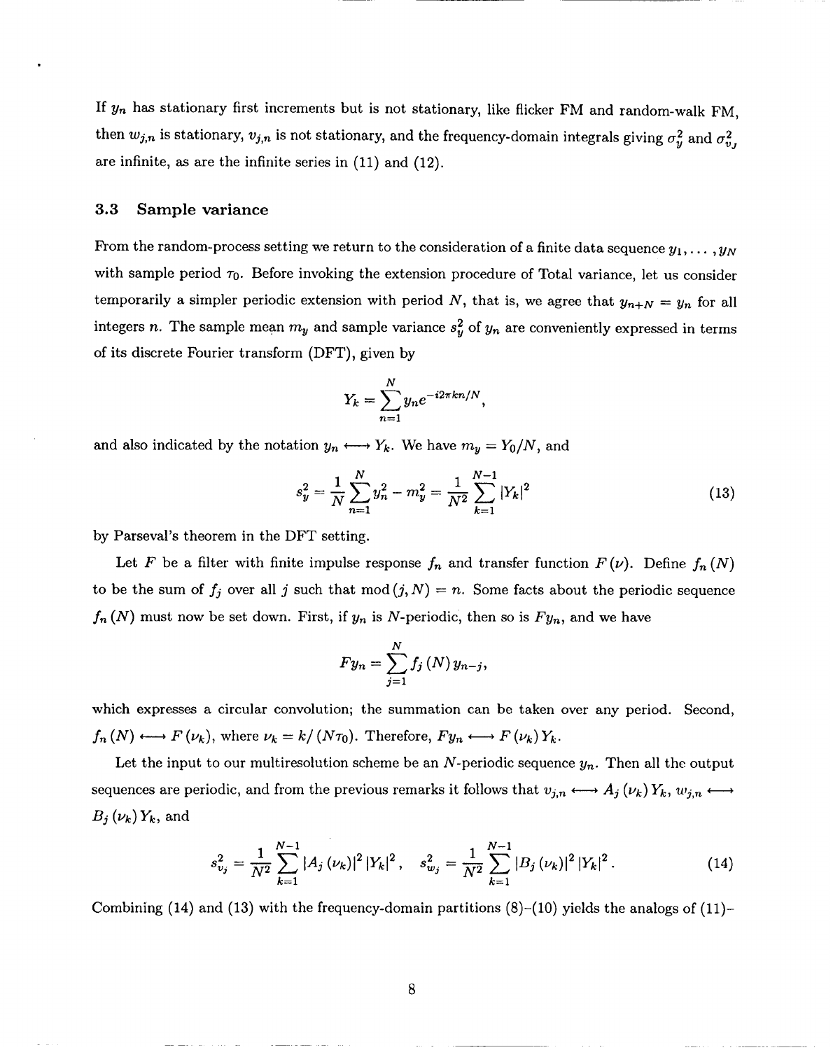If $y_n$ has stationary first increments but is not stationary, like flicker FM and random-walk FM, then $w_{j,n}$ is stationary, $v_{j,n}$ is not stationary, and the frequency-domain integrals giving $\sigma_y^2$ and $\sigma_{v_J}^2$ are infinite, as are the infinite series in (11) and (12).

### 3.3 Sample variance

From the random-process setting we return to the consideration of a finite data sequence $y_1, \ldots, y_N$ with sample period $\tau_0$. Before invoking the extension procedure of Total variance, let us consider temporarily a simpler periodic extension with period $N$, that is, we agree that $y_{n+N} = y_n$ for all integers $n$. The sample mean $m_y$ and sample variance $s_y^2$ of $y_n$ are conveniently expressed in terms of its discrete Fourier transform (DFT), given by

$$Y_k = \sum_{n=1}^{N} y_n e^{-i2\pi kn/N},$$

and also indicated by the notation $y_n \longleftrightarrow Y_k$. We have $m_y = Y_0/N$, and

$$s_y^2 = \frac{1}{N} \sum_{n=1}^{N} y_n^2 - m_y^2 = \frac{1}{N^2} \sum_{k=1}^{N-1} |Y_k|^2 \tag{13}$$

by Parseval's theorem in the DFT setting.

Let $F$ be a filter with finite impulse response $f_n$ and transfer function $F(\nu)$. Define $f_n(N)$ to be the sum of $f_j$ over all $j$ such that $\mathrm{mod}(j, N) = n$. Some facts about the periodic sequence $f_n(N)$ must now be set down. First, if $y_n$ is $N$-periodic, then so is $Fy_n$, and we have

$$Fy_n = \sum_{j=1}^{N} f_j(N)\, y_{n-j},$$

which expresses a circular convolution; the summation can be taken over any period. Second, $f_n(N) \longleftrightarrow F(\nu_k)$, where $\nu_k = k/(N\tau_0)$. Therefore, $Fy_n \longleftrightarrow F(\nu_k) Y_k$.

Let the input to our multiresolution scheme be an $N$-periodic sequence $y_n$. Then all the output sequences are periodic, and from the previous remarks it follows that $v_{j,n} \longleftrightarrow A_j(\nu_k) Y_k$, $w_{j,n} \longleftrightarrow B_j(\nu_k) Y_k$, and

$$s_{v_j}^2 = \frac{1}{N^2} \sum_{k=1}^{N-1} |A_j(\nu_k)|^2 |Y_k|^2, \quad s_{w_j}^2 = \frac{1}{N^2} \sum_{k=1}^{N-1} |B_j(\nu_k)|^2 |Y_k|^2. \tag{14}$$

Combining (14) and (13) with the frequency-domain partitions (8)–(10) yields the analogs of (11)–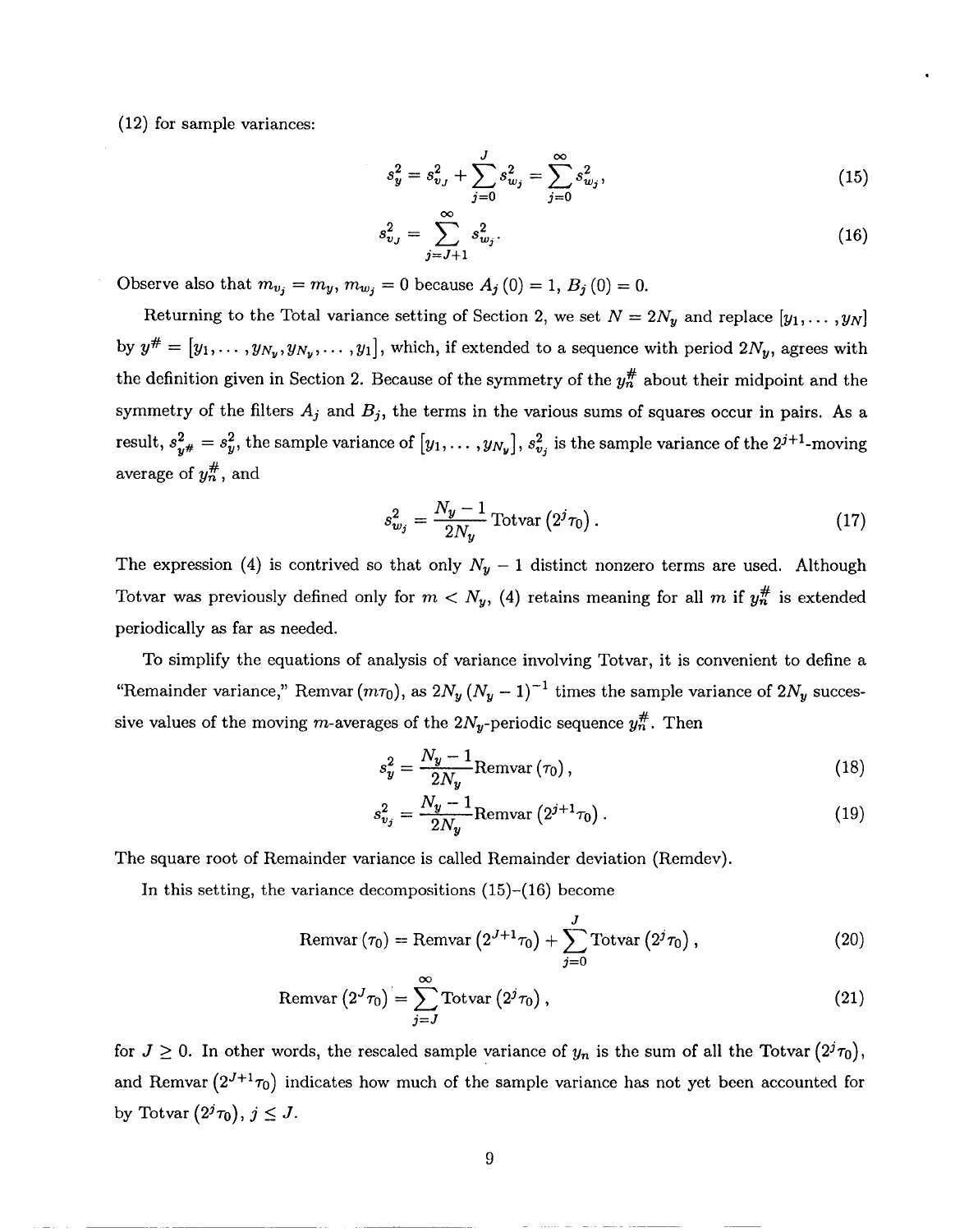(12) for sample variances:

$$s_y^2 = s_{v_J}^2 + \sum_{j=0}^{J} s_{w_j}^2 = \sum_{j=0}^{\infty} s_{w_j}^2, \tag{15}$$

$$s_{v_J}^2 = \sum_{j=J+1}^{\infty} s_{w_j}^2. \tag{16}$$

Observe also that $m_{v_j} = m_y$, $m_{w_j} = 0$ because $A_j(0) = 1$, $B_j(0) = 0$.

Returning to the Total variance setting of Section 2, we set $N = 2N_y$ and replace $[y_1, \cdots, y_N]$ by $y^\# = [y_1, \cdots, y_{N_y}, y_{N_y}, \cdots, y_1]$, which, if extended to a sequence with period $2N_y$, agrees with the definition given in Section 2. Because of the symmetry of the $y_n^\#$ about their midpoint and the symmetry of the filters $A_j$ and $B_j$, the terms in the various sums of squares occur in pairs. As a result, $s_{y^\#}^2 = s_y^2$, the sample variance of $[y_1, \cdots, y_{N_y}]$, $s_{v_j}^2$ is the sample variance of the $2^{j+1}$-moving average of $y_n^\#$, and

$$s_{w_j}^2 = \frac{N_y - 1}{2N_y} \text{Totvar}\left(2^j \tau_0\right). \tag{17}$$

The expression (4) is contrived so that only $N_y - 1$ distinct nonzero terms are used. Although Totvar was previously defined only for $m < N_y$, (4) retains meaning for all $m$ if $y_n^\#$ is extended periodically as far as needed.

To simplify the equations of analysis of variance involving Totvar, it is convenient to define a "Remainder variance," Remvar $(m\tau_0)$, as $2N_y (N_y - 1)^{-1}$ times the sample variance of $2N_y$ successive values of the moving $m$-averages of the $2N_y$-periodic sequence $y_n^\#$. Then

$$s_y^2 = \frac{N_y - 1}{2N_y} \text{Remvar}\left(\tau_0\right), \tag{18}$$

$$s_{v_j}^2 = \frac{N_y - 1}{2N_y} \text{Remvar}\left(2^{j+1} \tau_0\right). \tag{19}$$

The square root of Remainder variance is called Remainder deviation (Remdev).

In this setting, the variance decompositions (15)–(16) become

$$\text{Remvar}\left(\tau_0\right) = \text{Remvar}\left(2^{J+1} \tau_0\right) + \sum_{j=0}^{J} \text{Totvar}\left(2^j \tau_0\right), \tag{20}$$

$$\text{Remvar}\left(2^J \tau_0\right) = \sum_{j=J}^{\infty} \text{Totvar}\left(2^j \tau_0\right), \tag{21}$$

for $J \geq 0$. In other words, the rescaled sample variance of $y_n$ is the sum of all the Totvar $\left(2^j \tau_0\right)$, and Remvar $\left(2^{J+1} \tau_0\right)$ indicates how much of the sample variance has not yet been accounted for by Totvar $\left(2^j \tau_0\right)$, $j \leq J$.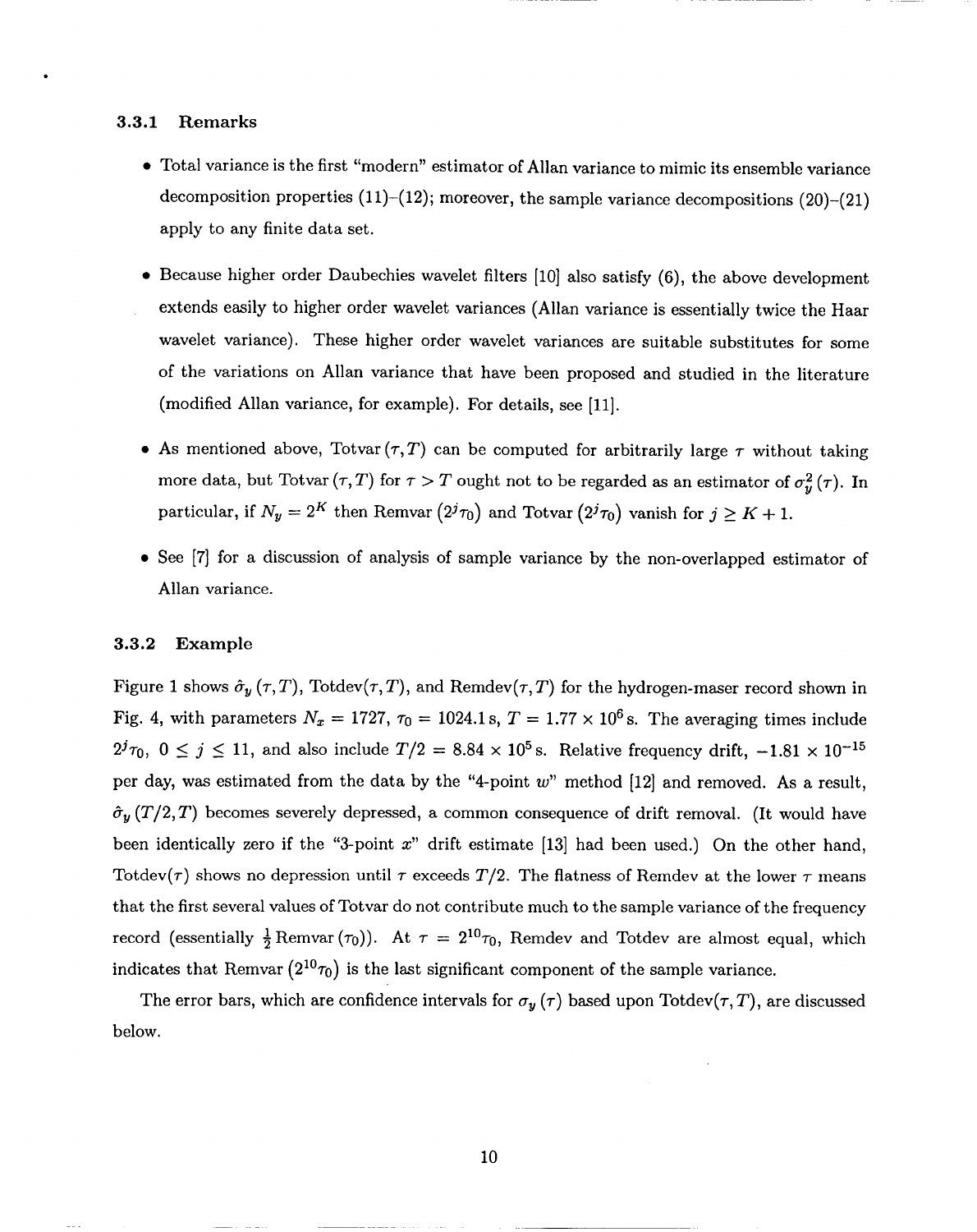### 3.3.1 Remarks

- Total variance is the first "modern" estimator of Allan variance to mimic its ensemble variance decomposition properties (11)–(12); moreover, the sample variance decompositions (20)–(21) apply to any finite data set.
- Because higher order Daubechies wavelet filters [10] also satisfy (6), the above development extends easily to higher order wavelet variances (Allan variance is essentially twice the Haar wavelet variance). These higher order wavelet variances are suitable substitutes for some of the variations on Allan variance that have been proposed and studied in the literature (modified Allan variance, for example). For details, see [11].
- As mentioned above, $\text{Totvar}(\tau, T)$ can be computed for arbitrarily large $\tau$ without taking more data, but $\text{Totvar}(\tau, T)$ for $\tau > T$ ought not to be regarded as an estimator of $\sigma_y^2(\tau)$. In particular, if $N_y = 2^K$ then $\text{Remvar}(2^j \tau_0)$ and $\text{Totvar}(2^j \tau_0)$ vanish for $j \geq K + 1$.
- See [7] for a discussion of analysis of sample variance by the non-overlapped estimator of Allan variance.

### 3.3.2 Example

Figure 1 shows $\hat{\sigma}_y(\tau, T)$, $\text{Totdev}(\tau, T)$, and $\text{Remdev}(\tau, T)$ for the hydrogen-maser record shown in Fig. 4, with parameters $N_x = 1727$, $\tau_0 = 1024.1\,\text{s}$, $T = 1.77 \times 10^6\,\text{s}$. The averaging times include $2^j \tau_0$, $0 \leq j \leq 11$, and also include $T/2 = 8.84 \times 10^5\,\text{s}$. Relative frequency drift, $-1.81 \times 10^{-15}$ per day, was estimated from the data by the "4-point $w$" method [12] and removed. As a result, $\hat{\sigma}_y(T/2, T)$ becomes severely depressed, a common consequence of drift removal. (It would have been identically zero if the "3-point $x$" drift estimate [13] had been used.) On the other hand, $\text{Totdev}(\tau)$ shows no depression until $\tau$ exceeds $T/2$. The flatness of Remdev at the lower $\tau$ means that the first several values of Totvar do not contribute much to the sample variance of the frequency record (essentially $\frac{1}{2}\text{Remvar}(\tau_0)$). At $\tau = 2^{10}\tau_0$, Remdev and Totdev are almost equal, which indicates that $\text{Remvar}(2^{10}\tau_0)$ is the last significant component of the sample variance.

The error bars, which are confidence intervals for $\sigma_y(\tau)$ based upon $\text{Totdev}(\tau, T)$, are discussed below.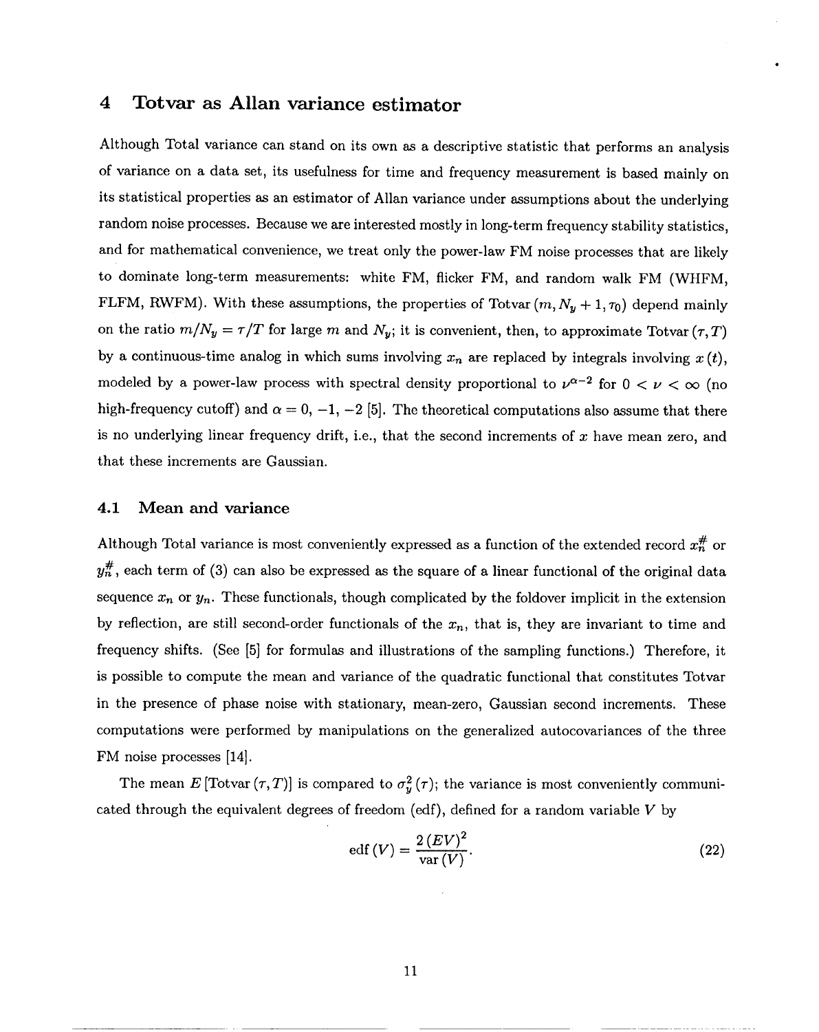# 4 Totvar as Allan variance estimator

Although Total variance can stand on its own as a descriptive statistic that performs an analysis of variance on a data set, its usefulness for time and frequency measurement is based mainly on its statistical properties as an estimator of Allan variance under assumptions about the underlying random noise processes. Because we are interested mostly in long-term frequency stability statistics, and for mathematical convenience, we treat only the power-law FM noise processes that are likely to dominate long-term measurements: white FM, flicker FM, and random walk FM (WHFM, FLFM, RWFM). With these assumptions, the properties of Totvar $(m, N_y + 1, \tau_0)$ depend mainly on the ratio $m/N_y = \tau/T$ for large $m$ and $N_y$; it is convenient, then, to approximate Totvar $(\tau, T)$ by a continuous-time analog in which sums involving $x_n$ are replaced by integrals involving $x(t)$, modeled by a power-law process with spectral density proportional to $\nu^{\alpha-2}$ for $0 < \nu < \infty$ (no high-frequency cutoff) and $\alpha = 0, -1, -2$ [5]. The theoretical computations also assume that there is no underlying linear frequency drift, i.e., that the second increments of $x$ have mean zero, and that these increments are Gaussian.

## 4.1 Mean and variance

Although Total variance is most conveniently expressed as a function of the extended record $x_n^{\#}$ or $y_n^{\#}$, each term of (3) can also be expressed as the square of a linear functional of the original data sequence $x_n$ or $y_n$. These functionals, though complicated by the foldover implicit in the extension by reflection, are still second-order functionals of the $x_n$, that is, they are invariant to time and frequency shifts. (See [5] for formulas and illustrations of the sampling functions.) Therefore, it is possible to compute the mean and variance of the quadratic functional that constitutes Totvar in the presence of phase noise with stationary, mean-zero, Gaussian second increments. These computations were performed by manipulations on the generalized autocovariances of the three FM noise processes [14].

The mean $E\,[\text{Totvar}\,(\tau, T)]$ is compared to $\sigma_y^2(\tau)$; the variance is most conveniently communicated through the equivalent degrees of freedom (edf), defined for a random variable $V$ by

$$\text{edf}\,(V) = \frac{2\,(EV)^2}{\text{var}\,(V)}. \tag{22}$$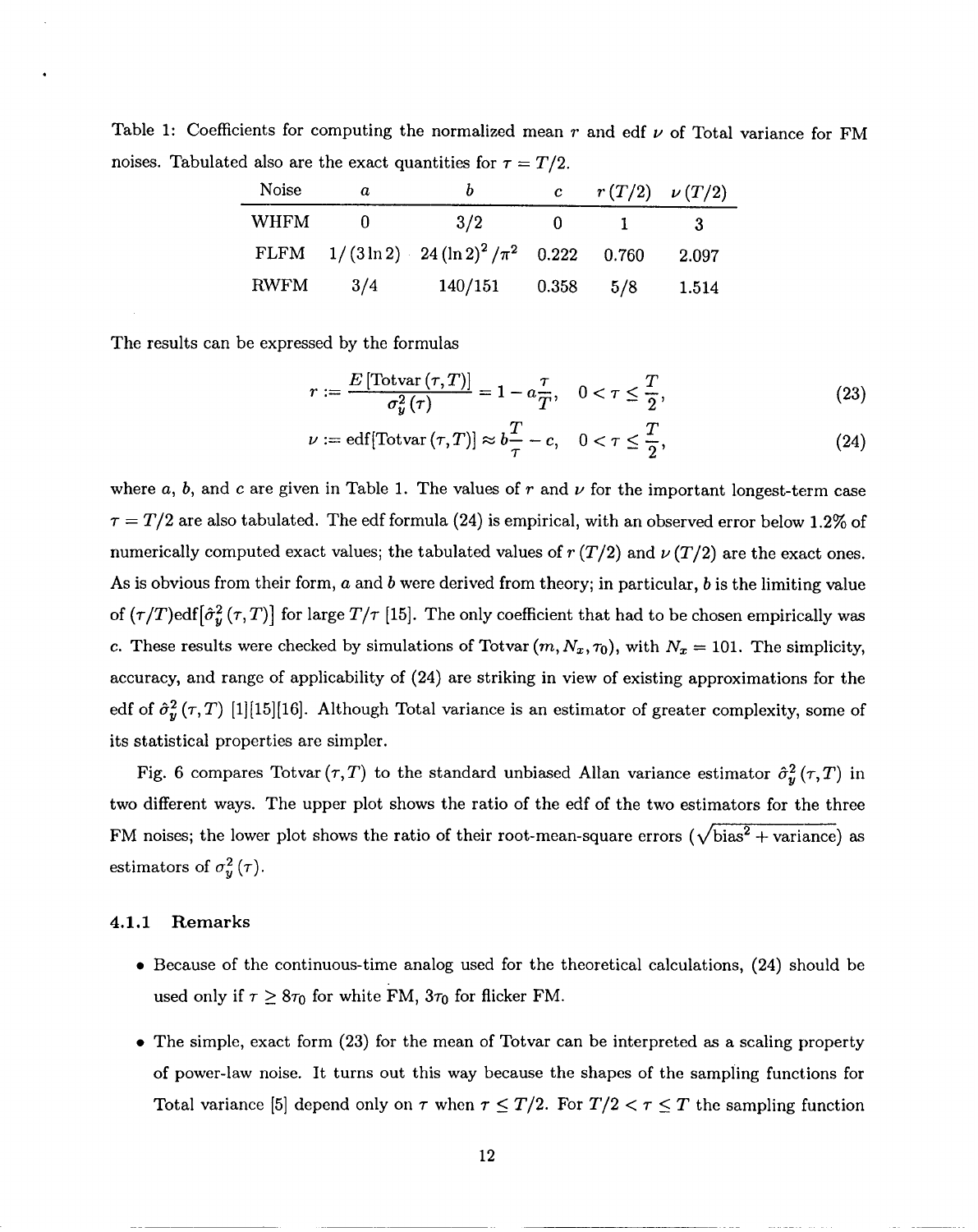Table 1: Coefficients for computing the normalized mean $r$ and edf $\nu$ of Total variance for FM noises. Tabulated also are the exact quantities for $\tau = T/2$.

| Noise | $a$ | $b$ | $c$ | $r\,(T/2)$ | $\nu\,(T/2)$ |
|---|---|---|---|---|---|
| WHFM | 0 | $3/2$ | 0 | 1 | 3 |
| FLFM | $1/(3\ln 2)$ | $24\,(\ln 2)^2/\pi^2$ | 0.222 | 0.760 | 2.097 |
| RWFM | $3/4$ | $140/151$ | 0.358 | $5/8$ | 1.514 |

The results can be expressed by the formulas

$$r := \frac{E\,[\text{Totvar}\,(\tau, T)]}{\sigma_y^2\,(\tau)} = 1 - a\frac{\tau}{T}, \quad 0 < \tau \leq \frac{T}{2}, \tag{23}$$

$$\nu := \text{edf}[\text{Totvar}\,(\tau, T)] \approx b\frac{T}{\tau} - c, \quad 0 < \tau \leq \frac{T}{2}, \tag{24}$$

where $a$, $b$, and $c$ are given in Table 1. The values of $r$ and $\nu$ for the important longest-term case $\tau = T/2$ are also tabulated. The edf formula (24) is empirical, with an observed error below 1.2% of numerically computed exact values; the tabulated values of $r\,(T/2)$ and $\nu\,(T/2)$ are the exact ones. As is obvious from their form, $a$ and $b$ were derived from theory; in particular, $b$ is the limiting value of $(\tau/T)\text{edf}[\hat{\sigma}_y^2\,(\tau, T)]$ for large $T/\tau$ [15]. The only coefficient that had to be chosen empirically was $c$. These results were checked by simulations of $\text{Totvar}\,(m, N_x, \tau_0)$, with $N_x = 101$. The simplicity, accuracy, and range of applicability of (24) are striking in view of existing approximations for the edf of $\hat{\sigma}_y^2\,(\tau, T)$ [1][15][16]. Although Total variance is an estimator of greater complexity, some of its statistical properties are simpler.

Fig. 6 compares $\text{Totvar}\,(\tau, T)$ to the standard unbiased Allan variance estimator $\hat{\sigma}_y^2\,(\tau, T)$ in two different ways. The upper plot shows the ratio of the edf of the two estimators for the three FM noises; the lower plot shows the ratio of their root-mean-square errors ($\sqrt{\text{bias}^2 + \text{variance}}$) as estimators of $\sigma_y^2\,(\tau)$.

### 4.1.1 Remarks

- Because of the continuous-time analog used for the theoretical calculations, (24) should be used only if $\tau \geq 8\tau_0$ for white FM, $3\tau_0$ for flicker FM.
- The simple, exact form (23) for the mean of Totvar can be interpreted as a scaling property of power-law noise. It turns out this way because the shapes of the sampling functions for Total variance [5] depend only on $\tau$ when $\tau \leq T/2$. For $T/2 < \tau \leq T$ the sampling function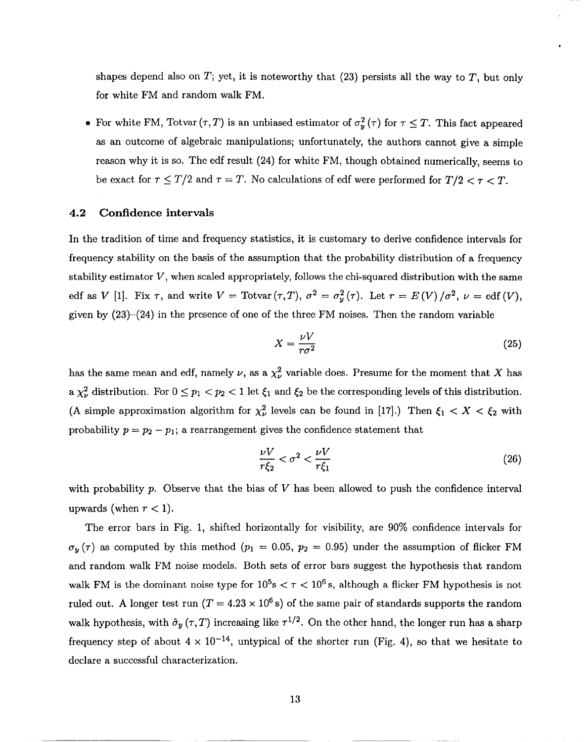shapes depend also on $T$; yet, it is noteworthy that (23) persists all the way to $T$, but only for white FM and random walk FM.

- For white FM, $\text{Totvar}(\tau, T)$ is an unbiased estimator of $\sigma_y^2(\tau)$ for $\tau \leq T$. This fact appeared as an outcome of algebraic manipulations; unfortunately, the authors cannot give a simple reason why it is so. The edf result (24) for white FM, though obtained numerically, seems to be exact for $\tau \leq T/2$ and $\tau = T$. No calculations of edf were performed for $T/2 < \tau < T$.

### 4.2 Confidence intervals

In the tradition of time and frequency statistics, it is customary to derive confidence intervals for frequency stability on the basis of the assumption that the probability distribution of a frequency stability estimator $V$, when scaled appropriately, follows the chi-squared distribution with the same edf as $V$ [1]. Fix $\tau$, and write $V = \text{Totvar}(\tau, T)$, $\sigma^2 = \sigma_y^2(\tau)$. Let $r = E(V)/\sigma^2$, $\nu = \text{edf}(V)$, given by (23)–(24) in the presence of one of the three FM noises. Then the random variable

$$X = \frac{\nu V}{r \sigma^2} \tag{25}$$

has the same mean and edf, namely $\nu$, as a $\chi_\nu^2$ variable does. Presume for the moment that $X$ has a $\chi_\nu^2$ distribution. For $0 \leq p_1 < p_2 < 1$ let $\xi_1$ and $\xi_2$ be the corresponding levels of this distribution. (A simple approximation algorithm for $\chi_\nu^2$ levels can be found in [17].) Then $\xi_1 < X < \xi_2$ with probability $p = p_2 - p_1$; a rearrangement gives the confidence statement that

$$\frac{\nu V}{r \xi_2} < \sigma^2 < \frac{\nu V}{r \xi_1} \tag{26}$$

with probability $p$. Observe that the bias of $V$ has been allowed to push the confidence interval upwards (when $r < 1$).

The error bars in Fig. 1, shifted horizontally for visibility, are 90% confidence intervals for $\sigma_y(\tau)$ as computed by this method ($p_1 = 0.05$, $p_2 = 0.95$) under the assumption of flicker FM and random walk FM noise models. Both sets of error bars suggest the hypothesis that random walk FM is the dominant noise type for $10^5\text{s} < \tau < 10^6\,\text{s}$, although a flicker FM hypothesis is not ruled out. A longer test run ($T = 4.23 \times 10^6\,\text{s}$) of the same pair of standards supports the random walk hypothesis, with $\hat{\sigma}_y(\tau, T)$ increasing like $\tau^{1/2}$. On the other hand, the longer run has a sharp frequency step of about $4 \times 10^{-14}$, untypical of the shorter run (Fig. 4), so that we hesitate to declare a successful characterization.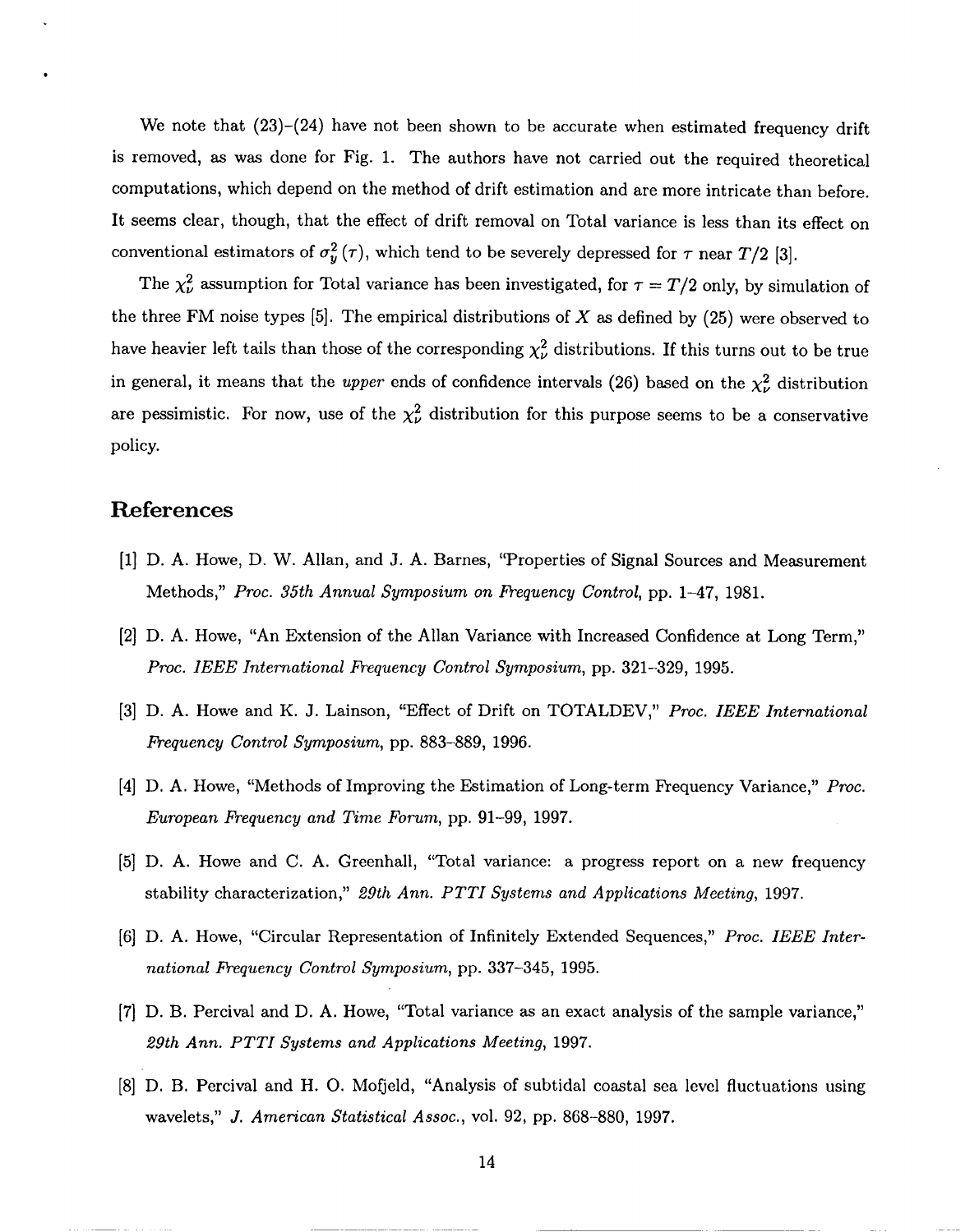We note that (23)–(24) have not been shown to be accurate when estimated frequency drift is removed, as was done for Fig. 1. The authors have not carried out the required theoretical computations, which depend on the method of drift estimation and are more intricate than before. It seems clear, though, that the effect of drift removal on Total variance is less than its effect on conventional estimators of $\sigma_y^2(\tau)$, which tend to be severely depressed for $\tau$ near $T/2$ [3].

The $\chi_\nu^2$ assumption for Total variance has been investigated, for $\tau = T/2$ only, by simulation of the three FM noise types [5]. The empirical distributions of $X$ as defined by (25) were observed to have heavier left tails than those of the corresponding $\chi_\nu^2$ distributions. If this turns out to be true in general, it means that the *upper* ends of confidence intervals (26) based on the $\chi_\nu^2$ distribution are pessimistic. For now, use of the $\chi_\nu^2$ distribution for this purpose seems to be a conservative policy.

## References

[1] D. A. Howe, D. W. Allan, and J. A. Barnes, "Properties of Signal Sources and Measurement Methods," *Proc. 35th Annual Symposium on Frequency Control*, pp. 1–47, 1981.

[2] D. A. Howe, "An Extension of the Allan Variance with Increased Confidence at Long Term," *Proc. IEEE International Frequency Control Symposium*, pp. 321–329, 1995.

[3] D. A. Howe and K. J. Lainson, "Effect of Drift on TOTALDEV," *Proc. IEEE International Frequency Control Symposium*, pp. 883–889, 1996.

[4] D. A. Howe, "Methods of Improving the Estimation of Long-term Frequency Variance," *Proc. European Frequency and Time Forum*, pp. 91–99, 1997.

[5] D. A. Howe and C. A. Greenhall, "Total variance: a progress report on a new frequency stability characterization," *29th Ann. PTTI Systems and Applications Meeting*, 1997.

[6] D. A. Howe, "Circular Representation of Infinitely Extended Sequences," *Proc. IEEE International Frequency Control Symposium*, pp. 337–345, 1995.

[7] D. B. Percival and D. A. Howe, "Total variance as an exact analysis of the sample variance," *29th Ann. PTTI Systems and Applications Meeting*, 1997.

[8] D. B. Percival and H. O. Mofjeld, "Analysis of subtidal coastal sea level fluctuations using wavelets," *J. American Statistical Assoc.*, vol. 92, pp. 868–880, 1997.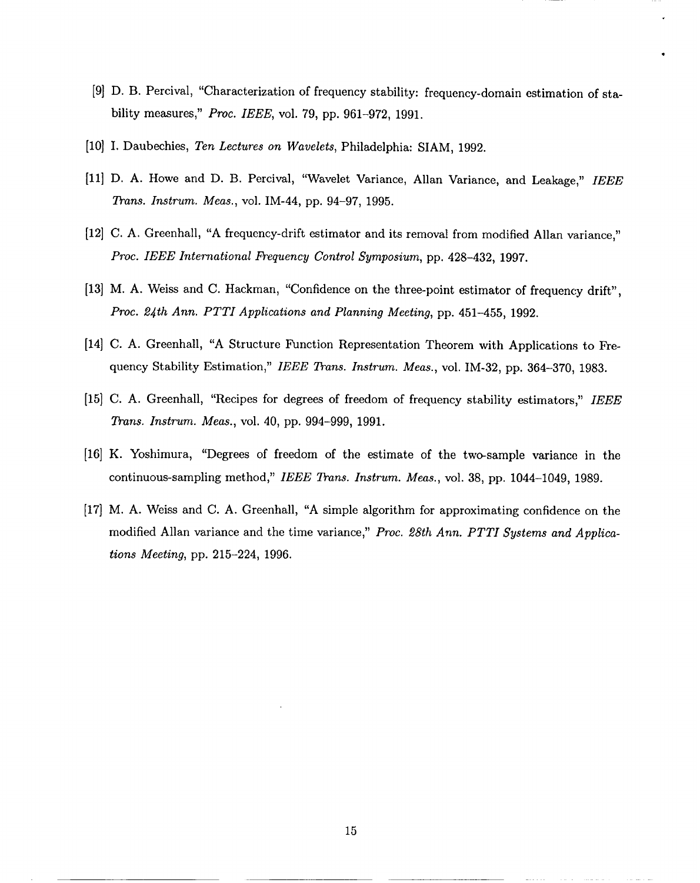[9] D. B. Percival, "Characterization of frequency stability: frequency-domain estimation of stability measures," *Proc. IEEE*, vol. 79, pp. 961–972, 1991.

[10] I. Daubechies, *Ten Lectures on Wavelets*, Philadelphia: SIAM, 1992.

[11] D. A. Howe and D. B. Percival, "Wavelet Variance, Allan Variance, and Leakage," *IEEE Trans. Instrum. Meas.*, vol. IM-44, pp. 94–97, 1995.

[12] C. A. Greenhall, "A frequency-drift estimator and its removal from modified Allan variance," *Proc. IEEE International Frequency Control Symposium*, pp. 428–432, 1997.

[13] M. A. Weiss and C. Hackman, "Confidence on the three-point estimator of frequency drift", *Proc. 24th Ann. PTTI Applications and Planning Meeting*, pp. 451–455, 1992.

[14] C. A. Greenhall, "A Structure Function Representation Theorem with Applications to Frequency Stability Estimation," *IEEE Trans. Instrum. Meas.*, vol. IM-32, pp. 364–370, 1983.

[15] C. A. Greenhall, "Recipes for degrees of freedom of frequency stability estimators," *IEEE Trans. Instrum. Meas.*, vol. 40, pp. 994–999, 1991.

[16] K. Yoshimura, "Degrees of freedom of the estimate of the two-sample variance in the continuous-sampling method," *IEEE Trans. Instrum. Meas.*, vol. 38, pp. 1044–1049, 1989.

[17] M. A. Weiss and C. A. Greenhall, "A simple algorithm for approximating confidence on the modified Allan variance and the time variance," *Proc. 28th Ann. PTTI Systems and Applications Meeting*, pp. 215–224, 1996.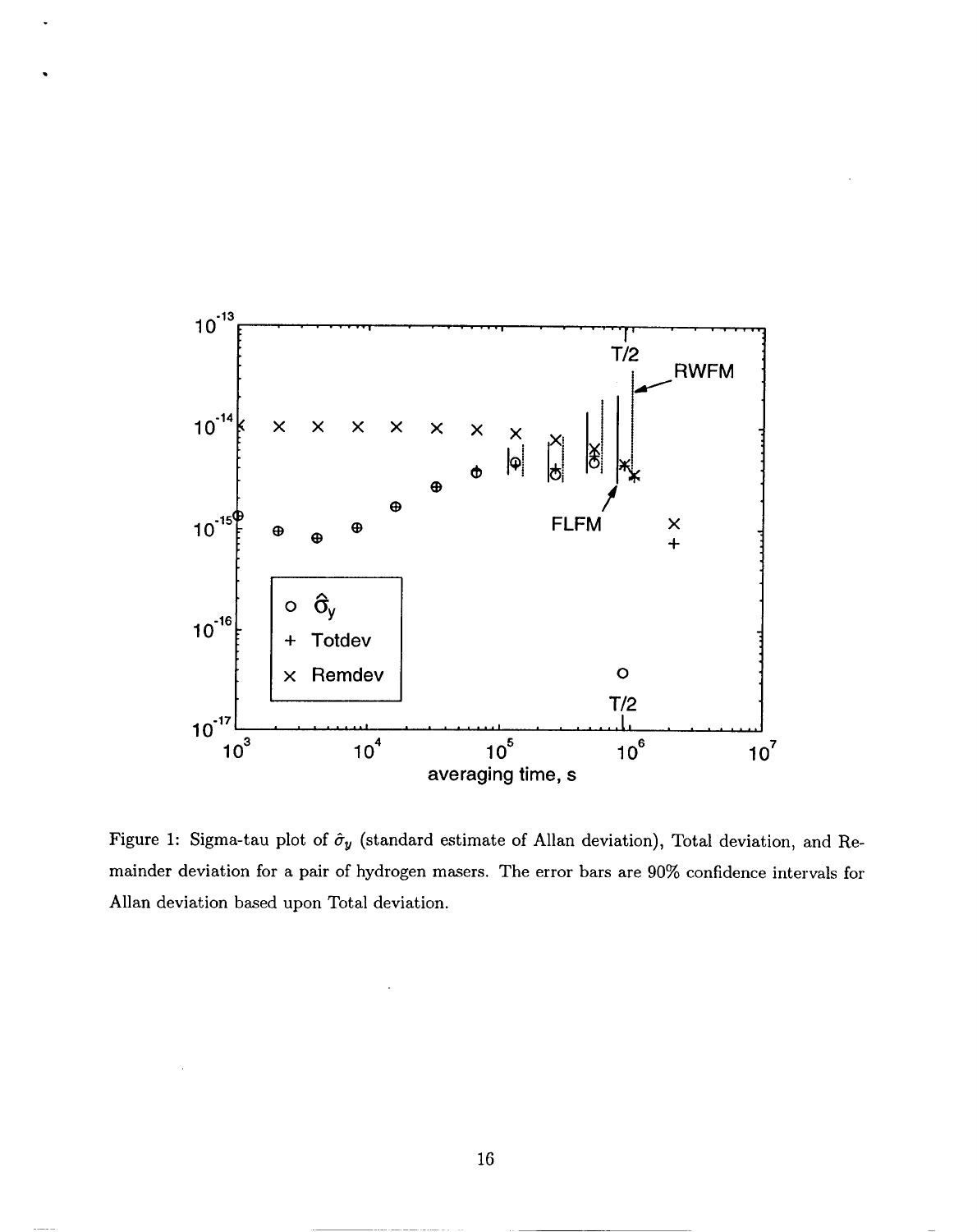Figure 1: Sigma-tau plot of $\hat{\sigma}_y$ (standard estimate of Allan deviation), Total deviation, and Remainder deviation for a pair of hydrogen masers. The error bars are 90% confidence intervals for Allan deviation based upon Total deviation.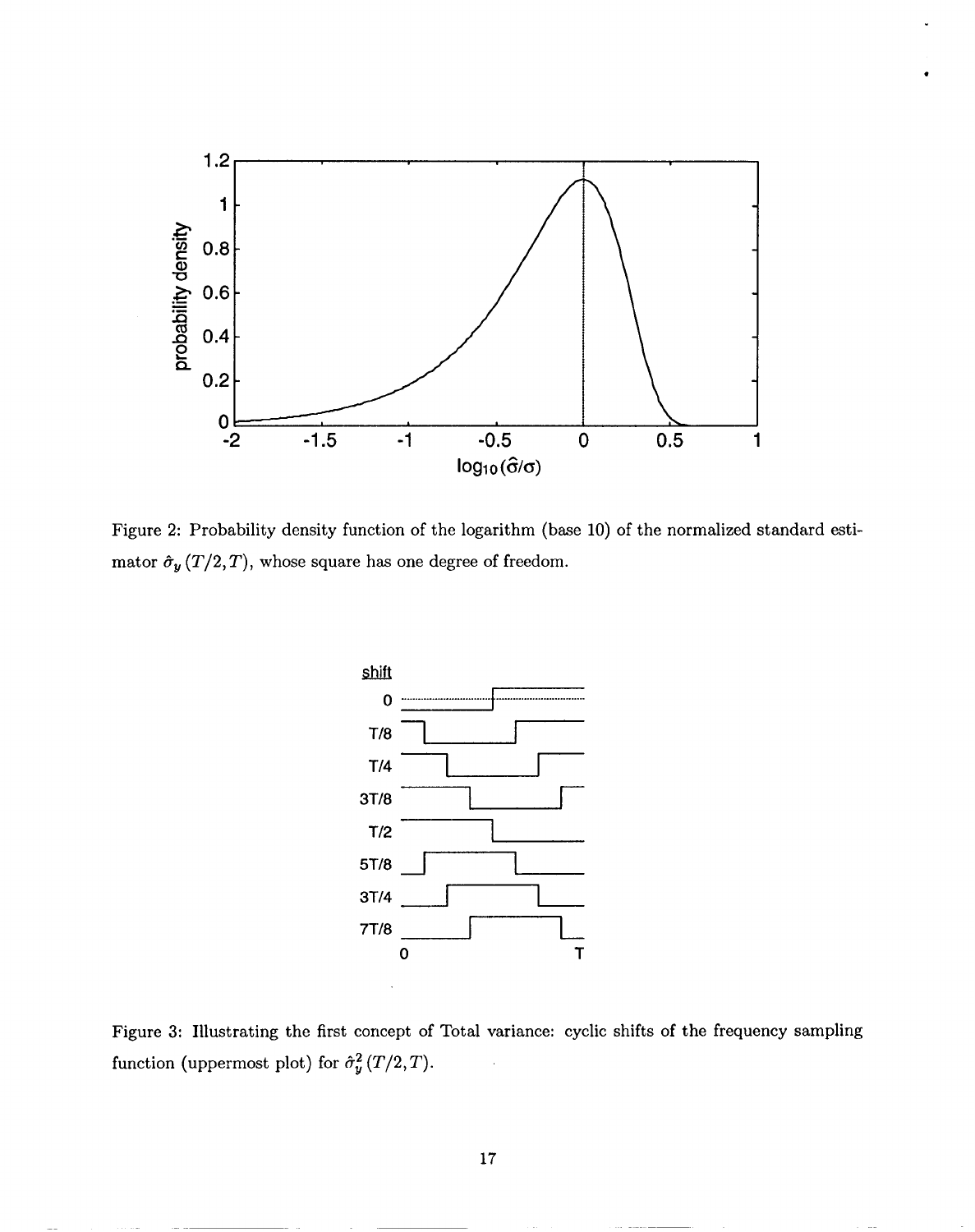Figure 2: Probability density function of the logarithm (base 10) of the normalized standard estimator $\hat{\sigma}_y(T/2, T)$, whose square has one degree of freedom.

Figure 3: Illustrating the first concept of Total variance: cyclic shifts of the frequency sampling function (uppermost plot) for $\hat{\sigma}_y^2(T/2, T)$.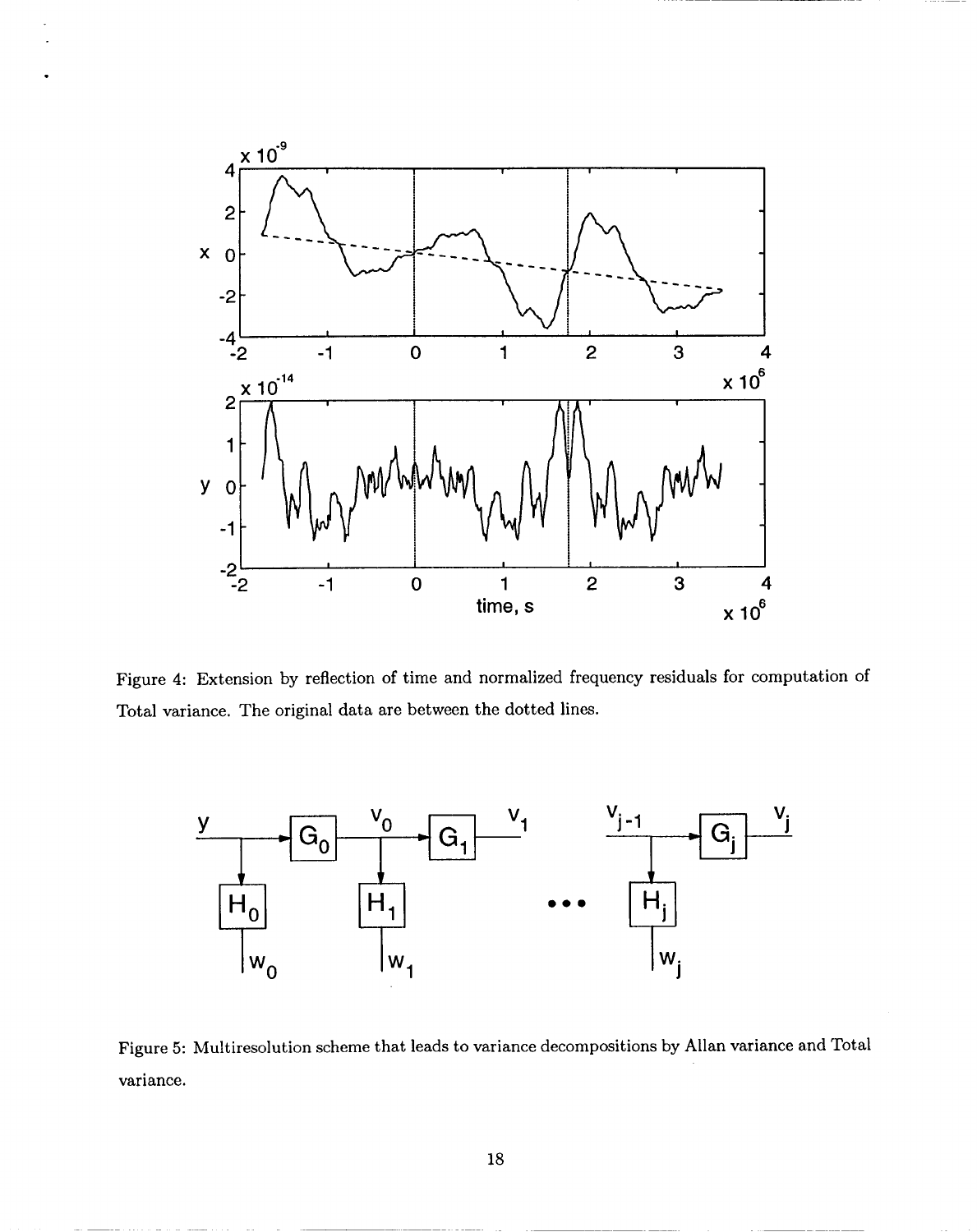Figure 4: Extension by reflection of time and normalized frequency residuals for computation of Total variance. The original data are between the dotted lines.

Figure 5: Multiresolution scheme that leads to variance decompositions by Allan variance and Total variance.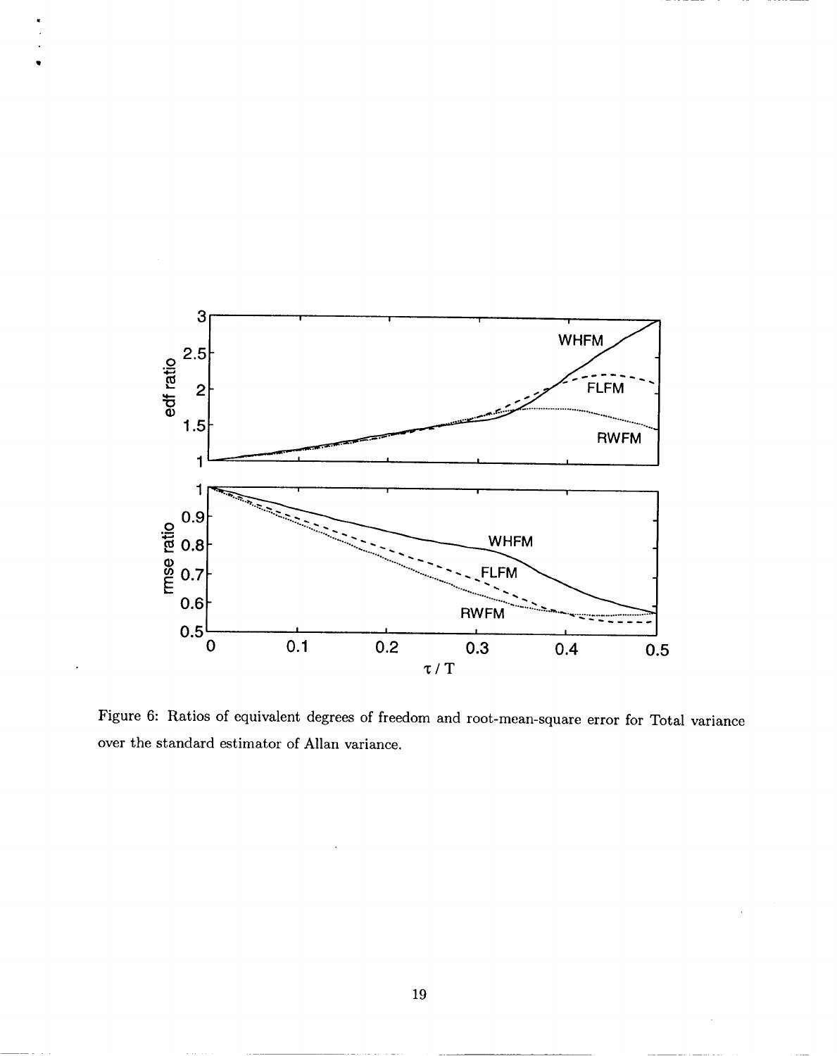edf ratio

3

2.5

2

1.5

1

WHFM

FLFM

RWFM

rmse ratio

1

0.9

0.8

0.7

0.6

0.5

WHFM

FLFM

RWFM

0

0.1

0.2

0.3

0.4

0.5

$\tau$ / T

Figure 6: Ratios of equivalent degrees of freedom and root-mean-square error for Total variance over the standard estimator of Allan variance.